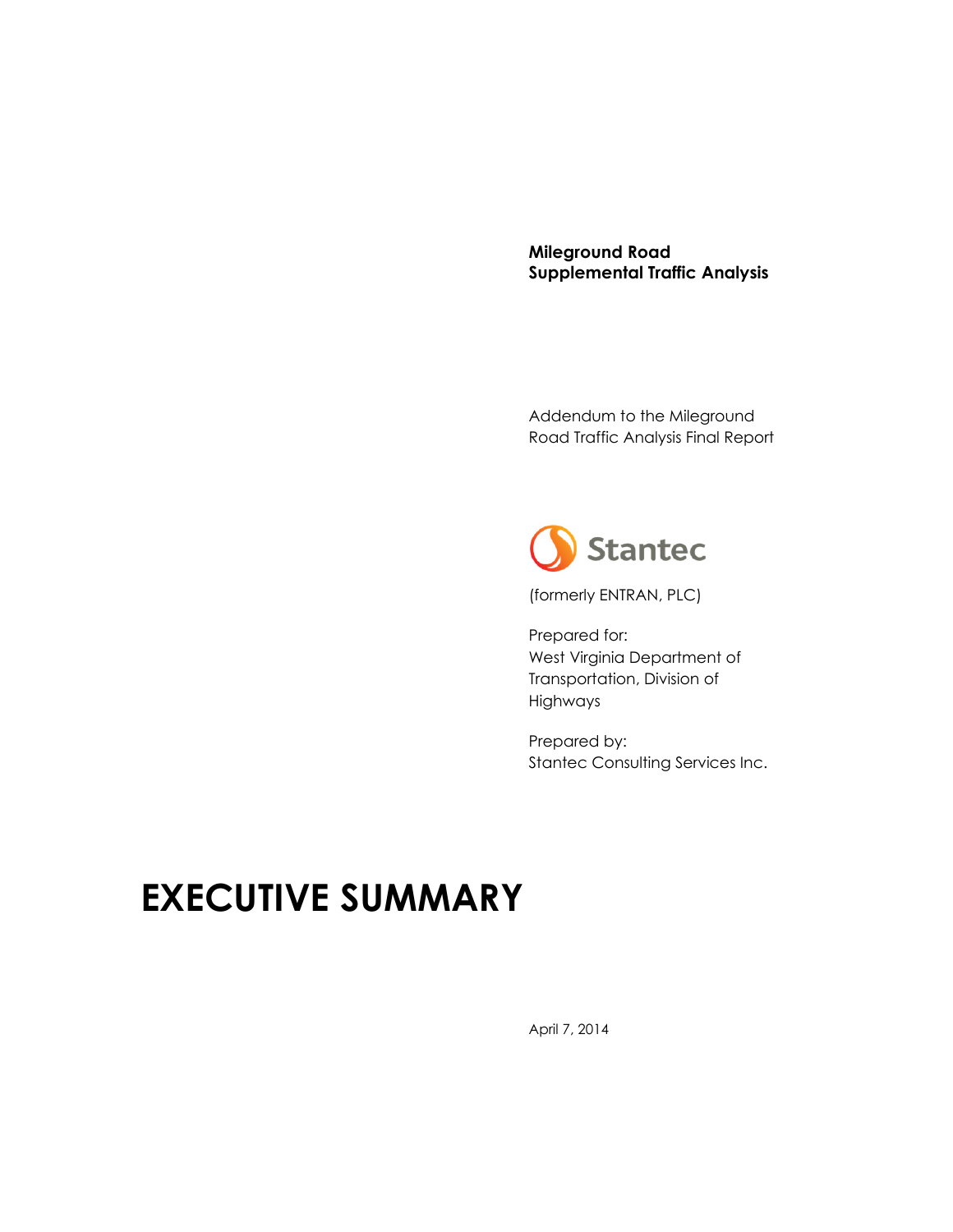**Mileground Road**
**Supplemental Traffic Analysis**

Addendum to the Mileground Road Traffic Analysis Final Report

Stantec

(formerly ENTRAN, PLC)

Prepared for:
West Virginia Department of Transportation, Division of Highways

Prepared by:
Stantec Consulting Services Inc.

# EXECUTIVE SUMMARY

April 7, 2014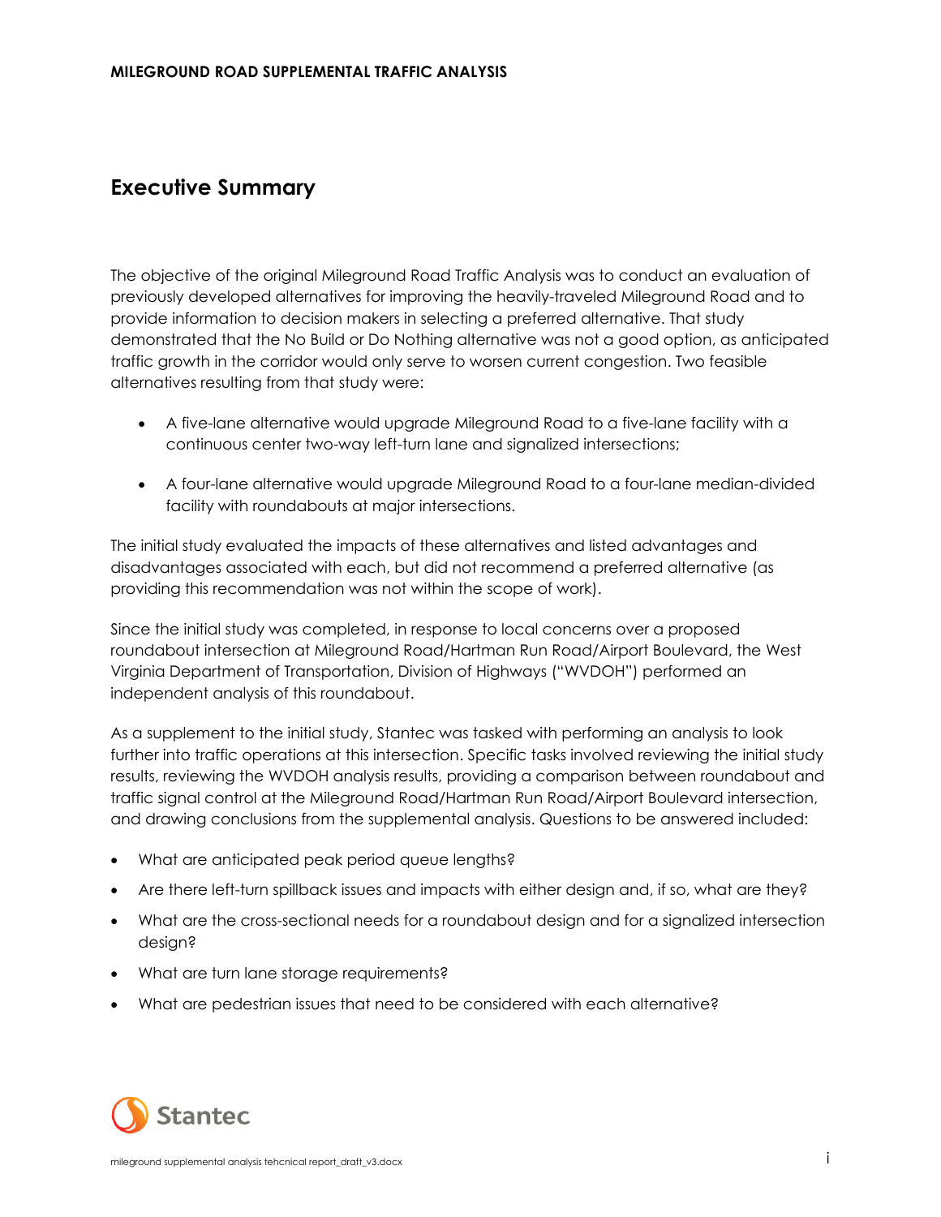# Executive Summary

The objective of the original Mileground Road Traffic Analysis was to conduct an evaluation of previously developed alternatives for improving the heavily-traveled Mileground Road and to provide information to decision makers in selecting a preferred alternative. That study demonstrated that the No Build or Do Nothing alternative was not a good option, as anticipated traffic growth in the corridor would only serve to worsen current congestion. Two feasible alternatives resulting from that study were:

- A five-lane alternative would upgrade Mileground Road to a five-lane facility with a continuous center two-way left-turn lane and signalized intersections;
- A four-lane alternative would upgrade Mileground Road to a four-lane median-divided facility with roundabouts at major intersections.

The initial study evaluated the impacts of these alternatives and listed advantages and disadvantages associated with each, but did not recommend a preferred alternative (as providing this recommendation was not within the scope of work).

Since the initial study was completed, in response to local concerns over a proposed roundabout intersection at Mileground Road/Hartman Run Road/Airport Boulevard, the West Virginia Department of Transportation, Division of Highways ("WVDOH") performed an independent analysis of this roundabout.

As a supplement to the initial study, Stantec was tasked with performing an analysis to look further into traffic operations at this intersection. Specific tasks involved reviewing the initial study results, reviewing the WVDOH analysis results, providing a comparison between roundabout and traffic signal control at the Mileground Road/Hartman Run Road/Airport Boulevard intersection, and drawing conclusions from the supplemental analysis. Questions to be answered included:

- What are anticipated peak period queue lengths?
- Are there left-turn spillback issues and impacts with either design and, if so, what are they?
- What are the cross-sectional needs for a roundabout design and for a signalized intersection design?
- What are turn lane storage requirements?
- What are pedestrian issues that need to be considered with each alternative?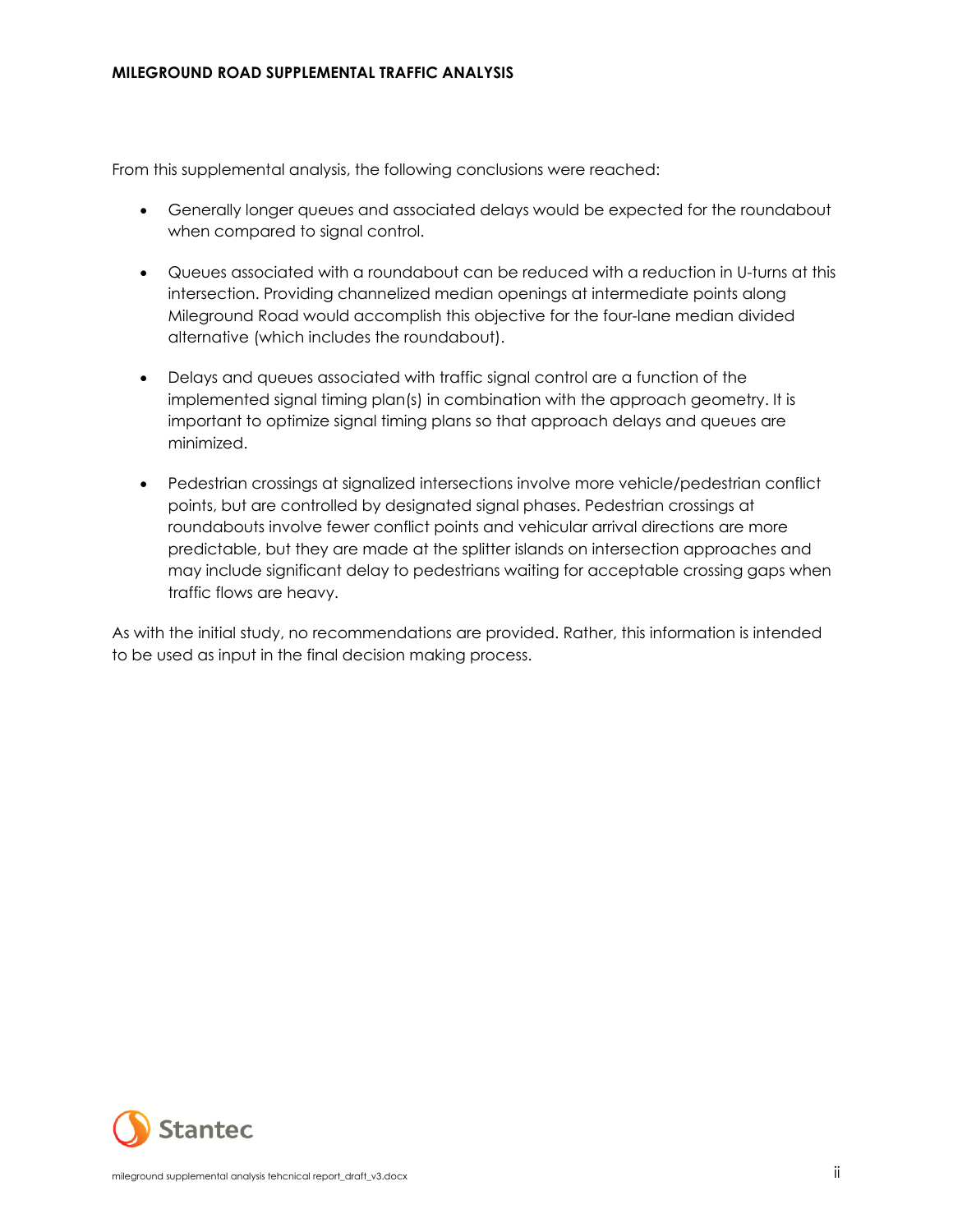From this supplemental analysis, the following conclusions were reached:

- Generally longer queues and associated delays would be expected for the roundabout when compared to signal control.
- Queues associated with a roundabout can be reduced with a reduction in U-turns at this intersection. Providing channelized median openings at intermediate points along Mileground Road would accomplish this objective for the four-lane median divided alternative (which includes the roundabout).
- Delays and queues associated with traffic signal control are a function of the implemented signal timing plan(s) in combination with the approach geometry. It is important to optimize signal timing plans so that approach delays and queues are minimized.
- Pedestrian crossings at signalized intersections involve more vehicle/pedestrian conflict points, but are controlled by designated signal phases. Pedestrian crossings at roundabouts involve fewer conflict points and vehicular arrival directions are more predictable, but they are made at the splitter islands on intersection approaches and may include significant delay to pedestrians waiting for acceptable crossing gaps when traffic flows are heavy.

As with the initial study, no recommendations are provided. Rather, this information is intended to be used as input in the final decision making process.